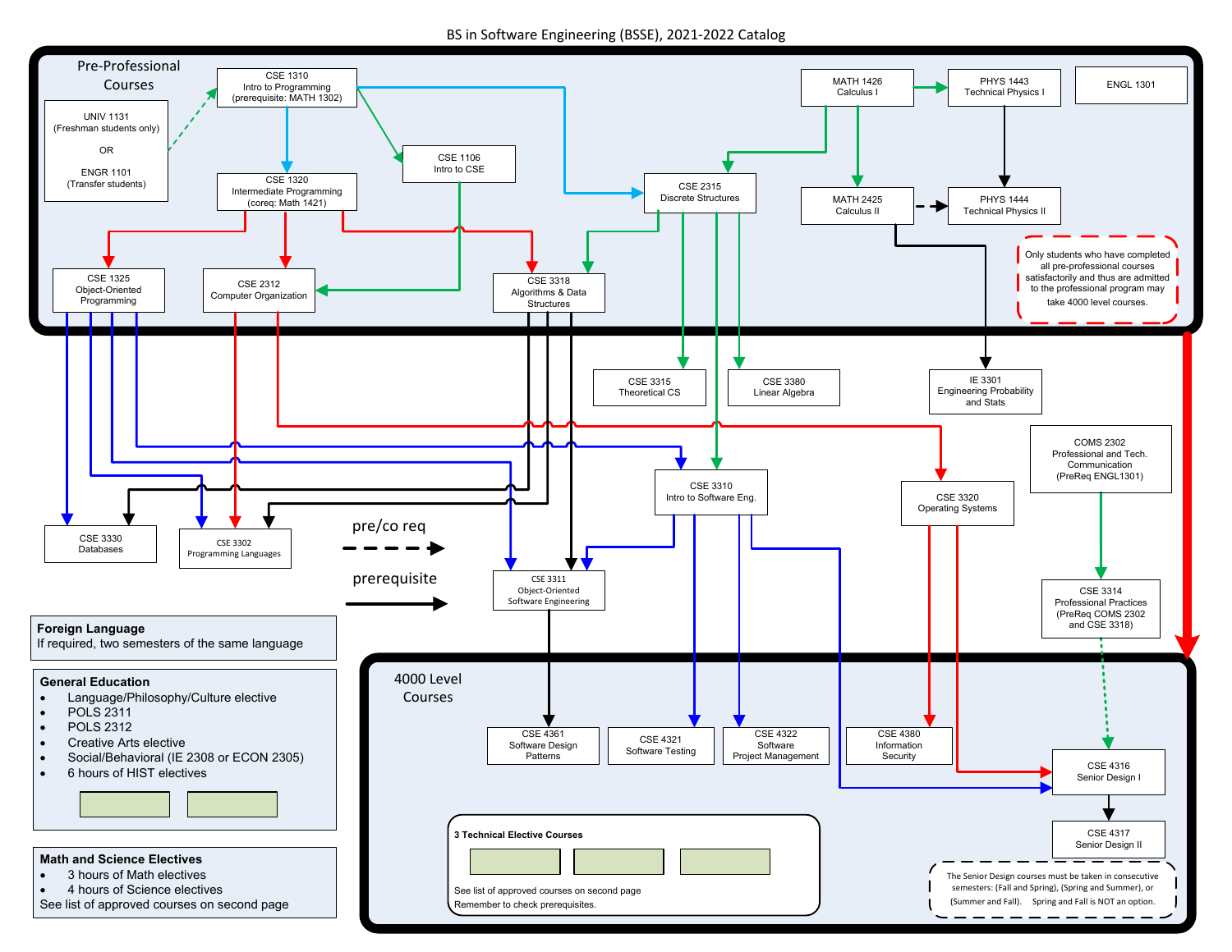# BS in Software Engineering (BSSE), 2021-2022 Catalog

## Pre-Professional Courses

- UNIV 1131 (Freshman students only) OR ENGR 1101 (Transfer students)
- CSE 1310 Intro to Programming (prerequisite: MATH 1302)
- CSE 1320 Intermediate Programming (coreq: Math 1421)
- CSE 1106 Intro to CSE
- CSE 2315 Discrete Structures
- MATH 1426 Calculus I
- PHYS 1443 Technical Physics I
- ENGL 1301
- MATH 2425 Calculus II
- PHYS 1444 Technical Physics II
- CSE 1325 Object-Oriented Programming
- CSE 2312 Computer Organization
- CSE 3318 Algorithms & Data Structures

Only students who have completed all pre-professional courses satisfactorily and thus are admitted to the professional program may take 4000 level courses.

## Courses

- CSE 3315 Theoretical CS
- CSE 3380 Linear Algebra
- IE 3301 Engineering Probability and Stats
- COMS 2302 Professional and Tech. Communication (PreReq ENGL1301)
- CSE 3310 Intro to Software Eng.
- CSE 3320 Operating Systems
- CSE 3330 Databases
- CSE 3302 Programming Languages
- CSE 3311 Object-Oriented Software Engineering
- CSE 3314 Professional Practices (PreReq COMS 2302 and CSE 3318)

Legend: pre/co req (dashed arrow); prerequisite (solid arrow)

## Foreign Language

If required, two semesters of the same language

## General Education

- Language/Philosophy/Culture elective
- POLS 2311
- POLS 2312
- Creative Arts elective
- Social/Behavioral (IE 2308 or ECON 2305)
- 6 hours of HIST electives

## Math and Science Electives

- 3 hours of Math electives
- 4 hours of Science electives

See list of approved courses on second page

## 4000 Level Courses

- CSE 4361 Software Design Patterns
- CSE 4321 Software Testing
- CSE 4322 Software Project Management
- CSE 4380 Information Security
- CSE 4316 Senior Design I
- CSE 4317 Senior Design II

**3 Technical Elective Courses**

See list of approved courses on second page

Remember to check prerequisites.

The Senior Design courses must be taken in consecutive semesters: (Fall and Spring), (Spring and Summer), or (Summer and Fall). Spring and Fall is NOT an option.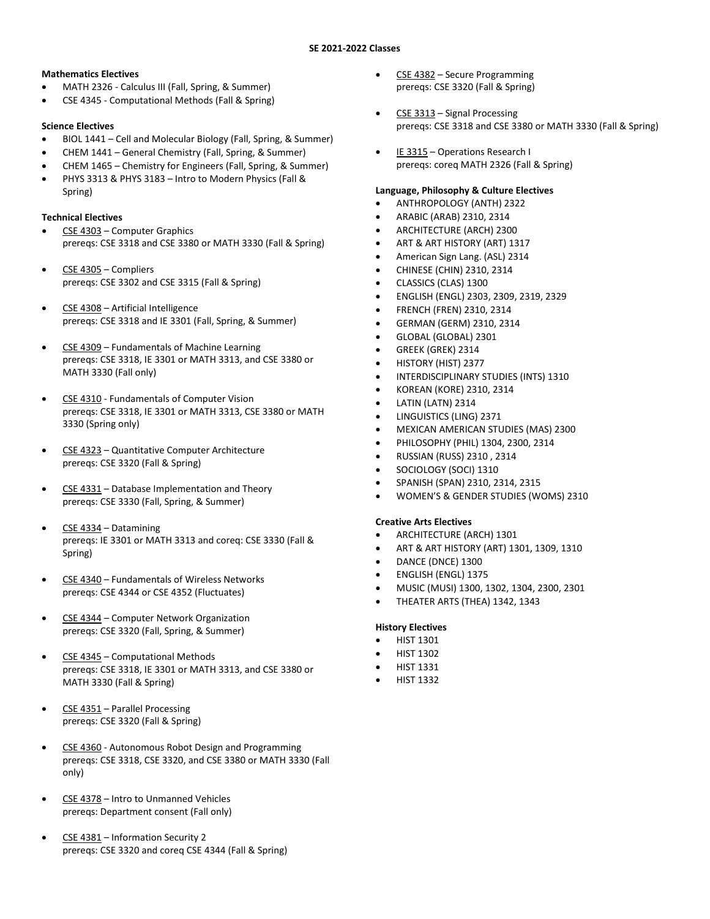**SE 2021-2022 Classes**

**Mathematics Electives**

- MATH 2326 - Calculus III (Fall, Spring, & Summer)
- CSE 4345 - Computational Methods (Fall & Spring)

**Science Electives**

- BIOL 1441 – Cell and Molecular Biology (Fall, Spring, & Summer)
- CHEM 1441 – General Chemistry (Fall, Spring, & Summer)
- CHEM 1465 – Chemistry for Engineers (Fall, Spring, & Summer)
- PHYS 3313 & PHYS 3183 – Intro to Modern Physics (Fall & Spring)

**Technical Electives**

- CSE 4303 – Computer Graphics
  prereqs: CSE 3318 and CSE 3380 or MATH 3330 (Fall & Spring)
- CSE 4305 – Compliers
  prereqs: CSE 3302 and CSE 3315 (Fall & Spring)
- CSE 4308 – Artificial Intelligence
  prereqs: CSE 3318 and IE 3301 (Fall, Spring, & Summer)
- CSE 4309 – Fundamentals of Machine Learning
  prereqs: CSE 3318, IE 3301 or MATH 3313, and CSE 3380 or MATH 3330 (Fall only)
- CSE 4310 - Fundamentals of Computer Vision
  prereqs: CSE 3318, IE 3301 or MATH 3313, CSE 3380 or MATH 3330 (Spring only)
- CSE 4323 – Quantitative Computer Architecture
  prereqs: CSE 3320 (Fall & Spring)
- CSE 4331 – Database Implementation and Theory
  prereqs: CSE 3330 (Fall, Spring, & Summer)
- CSE 4334 – Datamining
  prereqs: IE 3301 or MATH 3313 and coreq: CSE 3330 (Fall & Spring)
- CSE 4340 – Fundamentals of Wireless Networks
  prereqs: CSE 4344 or CSE 4352 (Fluctuates)
- CSE 4344 – Computer Network Organization
  prereqs: CSE 3320 (Fall, Spring, & Summer)
- CSE 4345 – Computational Methods
  prereqs: CSE 3318, IE 3301 or MATH 3313, and CSE 3380 or MATH 3330 (Fall & Spring)
- CSE 4351 – Parallel Processing
  prereqs: CSE 3320 (Fall & Spring)
- CSE 4360 - Autonomous Robot Design and Programming
  prereqs: CSE 3318, CSE 3320, and CSE 3380 or MATH 3330 (Fall only)
- CSE 4378 – Intro to Unmanned Vehicles
  prereqs: Department consent (Fall only)
- CSE 4381 – Information Security 2
  prereqs: CSE 3320 and coreq CSE 4344 (Fall & Spring)
- CSE 4382 – Secure Programming
  prereqs: CSE 3320 (Fall & Spring)
- CSE 3313 – Signal Processing
  prereqs: CSE 3318 and CSE 3380 or MATH 3330 (Fall & Spring)
- IE 3315 – Operations Research I
  prereqs: coreq MATH 2326 (Fall & Spring)

**Language, Philosophy & Culture Electives**

- ANTHROPOLOGY (ANTH) 2322
- ARABIC (ARAB) 2310, 2314
- ARCHITECTURE (ARCH) 2300
- ART & ART HISTORY (ART) 1317
- American Sign Lang. (ASL) 2314
- CHINESE (CHIN) 2310, 2314
- CLASSICS (CLAS) 1300
- ENGLISH (ENGL) 2303, 2309, 2319, 2329
- FRENCH (FREN) 2310, 2314
- GERMAN (GERM) 2310, 2314
- GLOBAL (GLOBAL) 2301
- GREEK (GREK) 2314
- HISTORY (HIST) 2377
- INTERDISCIPLINARY STUDIES (INTS) 1310
- KOREAN (KORE) 2310, 2314
- LATIN (LATN) 2314
- LINGUISTICS (LING) 2371
- MEXICAN AMERICAN STUDIES (MAS) 2300
- PHILOSOPHY (PHIL) 1304, 2300, 2314
- RUSSIAN (RUSS) 2310 , 2314
- SOCIOLOGY (SOCI) 1310
- SPANISH (SPAN) 2310, 2314, 2315
- WOMEN'S & GENDER STUDIES (WOMS) 2310

**Creative Arts Electives**

- ARCHITECTURE (ARCH) 1301
- ART & ART HISTORY (ART) 1301, 1309, 1310
- DANCE (DNCE) 1300
- ENGLISH (ENGL) 1375
- MUSIC (MUSI) 1300, 1302, 1304, 2300, 2301
- THEATER ARTS (THEA) 1342, 1343

**History Electives**

- HIST 1301
- HIST 1302
- HIST 1331
- HIST 1332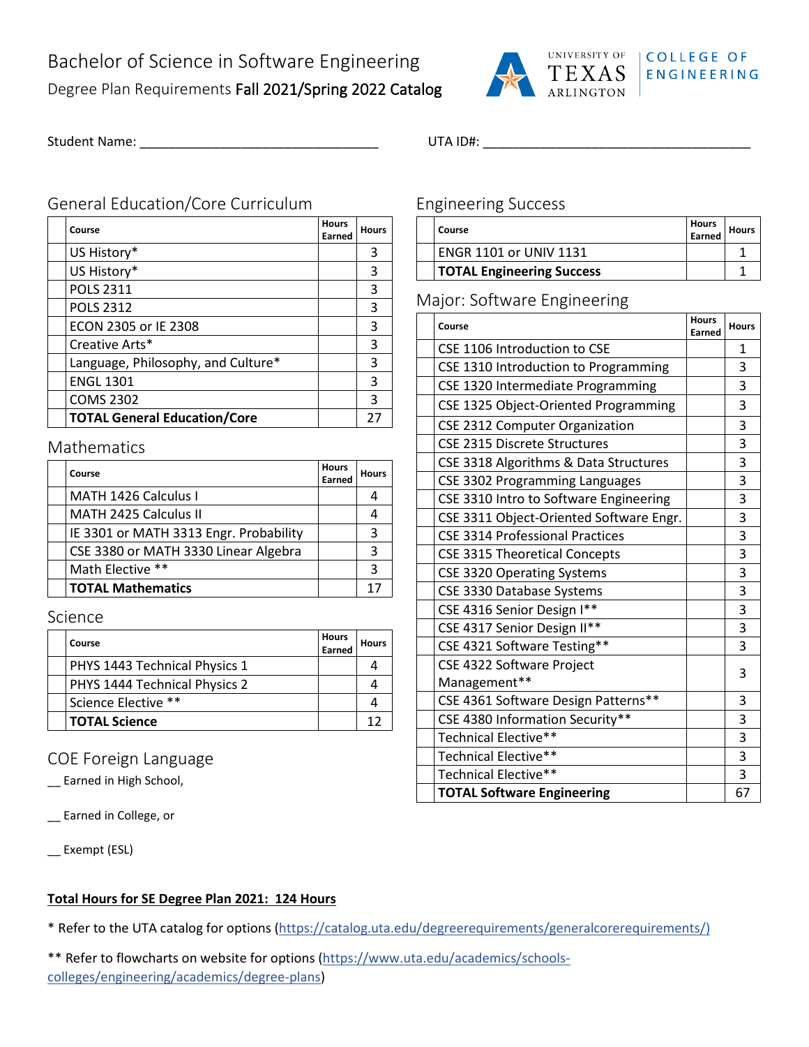# Bachelor of Science in Software Engineering

Degree Plan Requirements **Fall 2021/Spring 2022 Catalog**

UNIVERSITY OF TEXAS ARLINGTON | COLLEGE OF ENGINEERING

Student Name: ______________________________ UTA ID#: ______________________________

## General Education/Core Curriculum

| | Course | Hours Earned | Hours |
|---|---|---|---|
| | US History* | | 3 |
| | US History* | | 3 |
| | POLS 2311 | | 3 |
| | POLS 2312 | | 3 |
| | ECON 2305 or IE 2308 | | 3 |
| | Creative Arts* | | 3 |
| | Language, Philosophy, and Culture* | | 3 |
| | ENGL 1301 | | 3 |
| | COMS 2302 | | 3 |
| | **TOTAL General Education/Core** | | 27 |

## Mathematics

| | Course | Hours Earned | Hours |
|---|---|---|---|
| | MATH 1426 Calculus I | | 4 |
| | MATH 2425 Calculus II | | 4 |
| | IE 3301 or MATH 3313 Engr. Probability | | 3 |
| | CSE 3380 or MATH 3330 Linear Algebra | | 3 |
| | Math Elective ** | | 3 |
| | **TOTAL Mathematics** | | 17 |

## Science

| | Course | Hours Earned | Hours |
|---|---|---|---|
| | PHYS 1443 Technical Physics 1 | | 4 |
| | PHYS 1444 Technical Physics 2 | | 4 |
| | Science Elective ** | | 4 |
| | **TOTAL Science** | | 12 |

## COE Foreign Language

__ Earned in High School,

__ Earned in College, or

__ Exempt (ESL)

## Engineering Success

| | Course | Hours Earned | Hours |
|---|---|---|---|
| | ENGR 1101 or UNIV 1131 | | 1 |
| | **TOTAL Engineering Success** | | 1 |

## Major: Software Engineering

| | Course | Hours Earned | Hours |
|---|---|---|---|
| | CSE 1106 Introduction to CSE | | 1 |
| | CSE 1310 Introduction to Programming | | 3 |
| | CSE 1320 Intermediate Programming | | 3 |
| | CSE 1325 Object-Oriented Programming | | 3 |
| | CSE 2312 Computer Organization | | 3 |
| | CSE 2315 Discrete Structures | | 3 |
| | CSE 3318 Algorithms & Data Structures | | 3 |
| | CSE 3302 Programming Languages | | 3 |
| | CSE 3310 Intro to Software Engineering | | 3 |
| | CSE 3311 Object-Oriented Software Engr. | | 3 |
| | CSE 3314 Professional Practices | | 3 |
| | CSE 3315 Theoretical Concepts | | 3 |
| | CSE 3320 Operating Systems | | 3 |
| | CSE 3330 Database Systems | | 3 |
| | CSE 4316 Senior Design I** | | 3 |
| | CSE 4317 Senior Design II** | | 3 |
| | CSE 4321 Software Testing** | | 3 |
| | CSE 4322 Software Project Management** | | 3 |
| | CSE 4361 Software Design Patterns** | | 3 |
| | CSE 4380 Information Security** | | 3 |
| | Technical Elective** | | 3 |
| | Technical Elective** | | 3 |
| | Technical Elective** | | 3 |
| | **TOTAL Software Engineering** | | 67 |

**Total Hours for SE Degree Plan 2021: 124 Hours**

* Refer to the UTA catalog for options (https://catalog.uta.edu/degreerequirements/generalcorerequirements/)

** Refer to flowcharts on website for options (https://www.uta.edu/academics/schools-colleges/engineering/academics/degree-plans)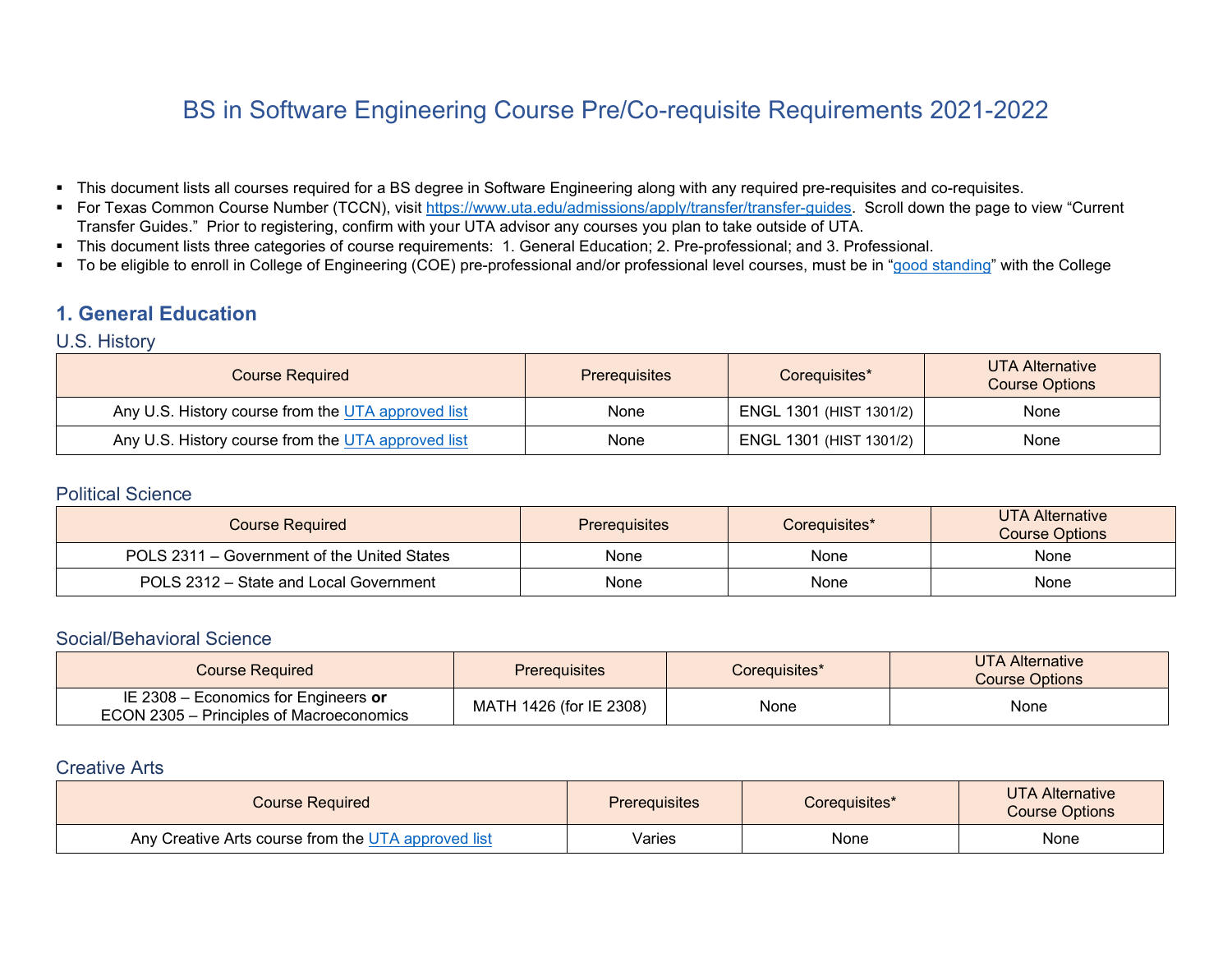# BS in Software Engineering Course Pre/Co-requisite Requirements 2021-2022

- This document lists all courses required for a BS degree in Software Engineering along with any required pre-requisites and co-requisites.
- For Texas Common Course Number (TCCN), visit https://www.uta.edu/admissions/apply/transfer/transfer-guides. Scroll down the page to view "Current Transfer Guides." Prior to registering, confirm with your UTA advisor any courses you plan to take outside of UTA.
- This document lists three categories of course requirements: 1. General Education; 2. Pre-professional; and 3. Professional.
- To be eligible to enroll in College of Engineering (COE) pre-professional and/or professional level courses, must be in "good standing" with the College

## 1. General Education

### U.S. History

| Course Required | Prerequisites | Corequisites* | UTA Alternative Course Options |
| --- | --- | --- | --- |
| Any U.S. History course from the UTA approved list | None | ENGL 1301 (HIST 1301/2) | None |
| Any U.S. History course from the UTA approved list | None | ENGL 1301 (HIST 1301/2) | None |

### Political Science

| Course Required | Prerequisites | Corequisites* | UTA Alternative Course Options |
| --- | --- | --- | --- |
| POLS 2311 – Government of the United States | None | None | None |
| POLS 2312 – State and Local Government | None | None | None |

### Social/Behavioral Science

| Course Required | Prerequisites | Corequisites* | UTA Alternative Course Options |
| --- | --- | --- | --- |
| IE 2308 – Economics for Engineers **or** ECON 2305 – Principles of Macroeconomics | MATH 1426 (for IE 2308) | None | None |

### Creative Arts

| Course Required | Prerequisites | Corequisites* | UTA Alternative Course Options |
| --- | --- | --- | --- |
| Any Creative Arts course from the UTA approved list | Varies | None | None |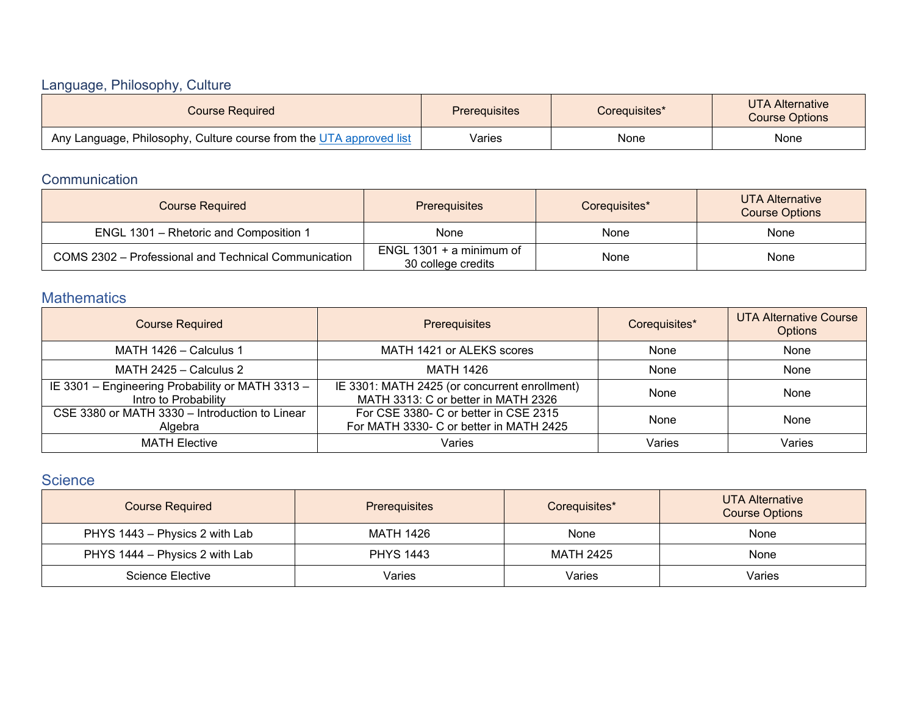## Language, Philosophy, Culture

| Course Required | Prerequisites | Corequisites* | UTA Alternative Course Options |
| --- | --- | --- | --- |
| Any Language, Philosophy, Culture course from the UTA approved list | Varies | None | None |

## Communication

| Course Required | Prerequisites | Corequisites* | UTA Alternative Course Options |
| --- | --- | --- | --- |
| ENGL 1301 – Rhetoric and Composition 1 | None | None | None |
| COMS 2302 – Professional and Technical Communication | ENGL 1301 + a minimum of 30 college credits | None | None |

## Mathematics

| Course Required | Prerequisites | Corequisites* | UTA Alternative Course Options |
| --- | --- | --- | --- |
| MATH 1426 – Calculus 1 | MATH 1421 or ALEKS scores | None | None |
| MATH 2425 – Calculus 2 | MATH 1426 | None | None |
| IE 3301 – Engineering Probability or MATH 3313 – Intro to Probability | IE 3301: MATH 2425 (or concurrent enrollment) MATH 3313: C or better in MATH 2326 | None | None |
| CSE 3380 or MATH 3330 – Introduction to Linear Algebra | For CSE 3380- C or better in CSE 2315 For MATH 3330- C or better in MATH 2425 | None | None |
| MATH Elective | Varies | Varies | Varies |

## Science

| Course Required | Prerequisites | Corequisites* | UTA Alternative Course Options |
| --- | --- | --- | --- |
| PHYS 1443 – Physics 2 with Lab | MATH 1426 | None | None |
| PHYS 1444 – Physics 2 with Lab | PHYS 1443 | MATH 2425 | None |
| Science Elective | Varies | Varies | Varies |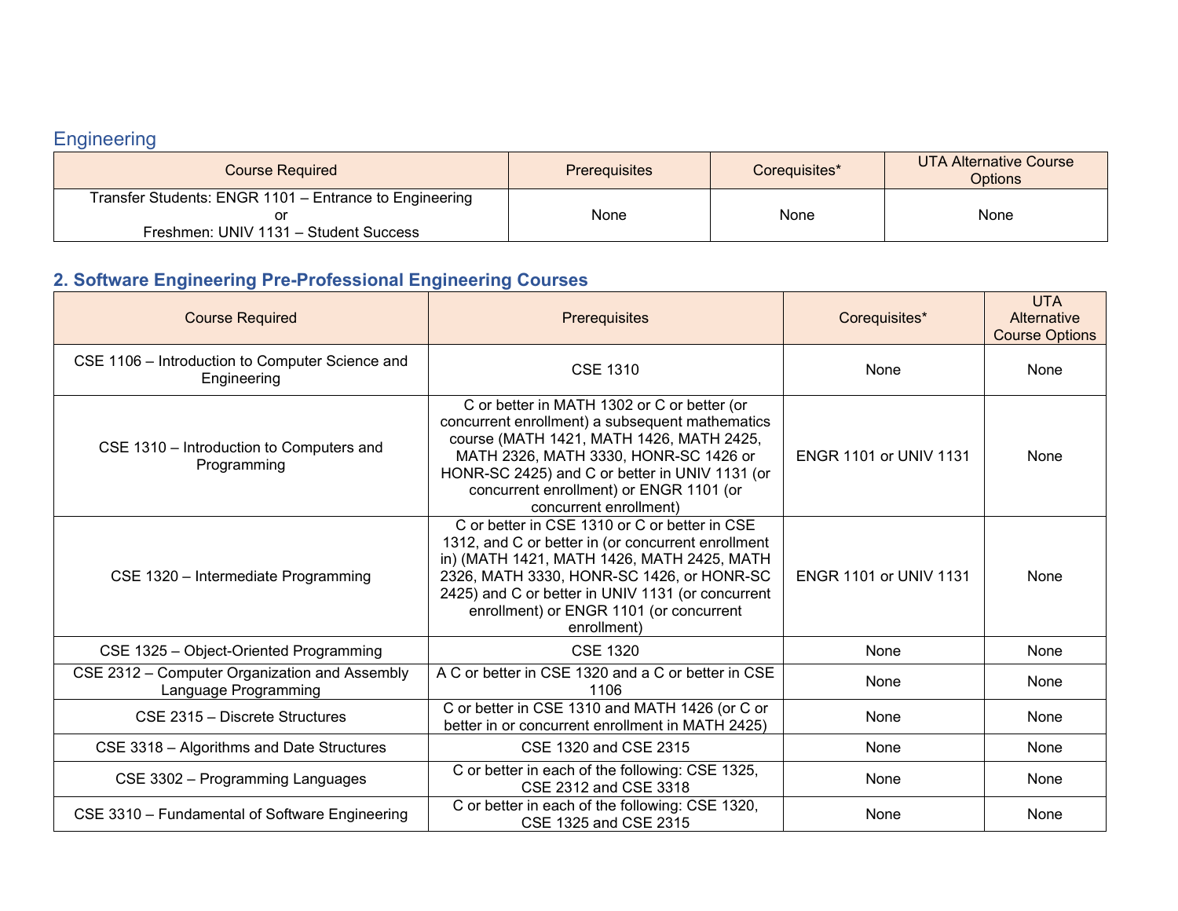### Engineering

| Course Required | Prerequisites | Corequisites* | UTA Alternative Course Options |
| --- | --- | --- | --- |
| Transfer Students: ENGR 1101 – Entrance to Engineering or Freshmen: UNIV 1131 – Student Success | None | None | None |

### 2. Software Engineering Pre-Professional Engineering Courses

| Course Required | Prerequisites | Corequisites* | UTA Alternative Course Options |
| --- | --- | --- | --- |
| CSE 1106 – Introduction to Computer Science and Engineering | CSE 1310 | None | None |
| CSE 1310 – Introduction to Computers and Programming | C or better in MATH 1302 or C or better (or concurrent enrollment) a subsequent mathematics course (MATH 1421, MATH 1426, MATH 2425, MATH 2326, MATH 3330, HONR-SC 1426 or HONR-SC 2425) and C or better in UNIV 1131 (or concurrent enrollment) or ENGR 1101 (or concurrent enrollment) | ENGR 1101 or UNIV 1131 | None |
| CSE 1320 – Intermediate Programming | C or better in CSE 1310 or C or better in CSE 1312, and C or better in (or concurrent enrollment in) (MATH 1421, MATH 1426, MATH 2425, MATH 2326, MATH 3330, HONR-SC 1426, or HONR-SC 2425) and C or better in UNIV 1131 (or concurrent enrollment) or ENGR 1101 (or concurrent enrollment) | ENGR 1101 or UNIV 1131 | None |
| CSE 1325 – Object-Oriented Programming | CSE 1320 | None | None |
| CSE 2312 – Computer Organization and Assembly Language Programming | A C or better in CSE 1320 and a C or better in CSE 1106 | None | None |
| CSE 2315 – Discrete Structures | C or better in CSE 1310 and MATH 1426 (or C or better in or concurrent enrollment in MATH 2425) | None | None |
| CSE 3318 – Algorithms and Date Structures | CSE 1320 and CSE 2315 | None | None |
| CSE 3302 – Programming Languages | C or better in each of the following: CSE 1325, CSE 2312 and CSE 3318 | None | None |
| CSE 3310 – Fundamental of Software Engineering | C or better in each of the following: CSE 1320, CSE 1325 and CSE 2315 | None | None |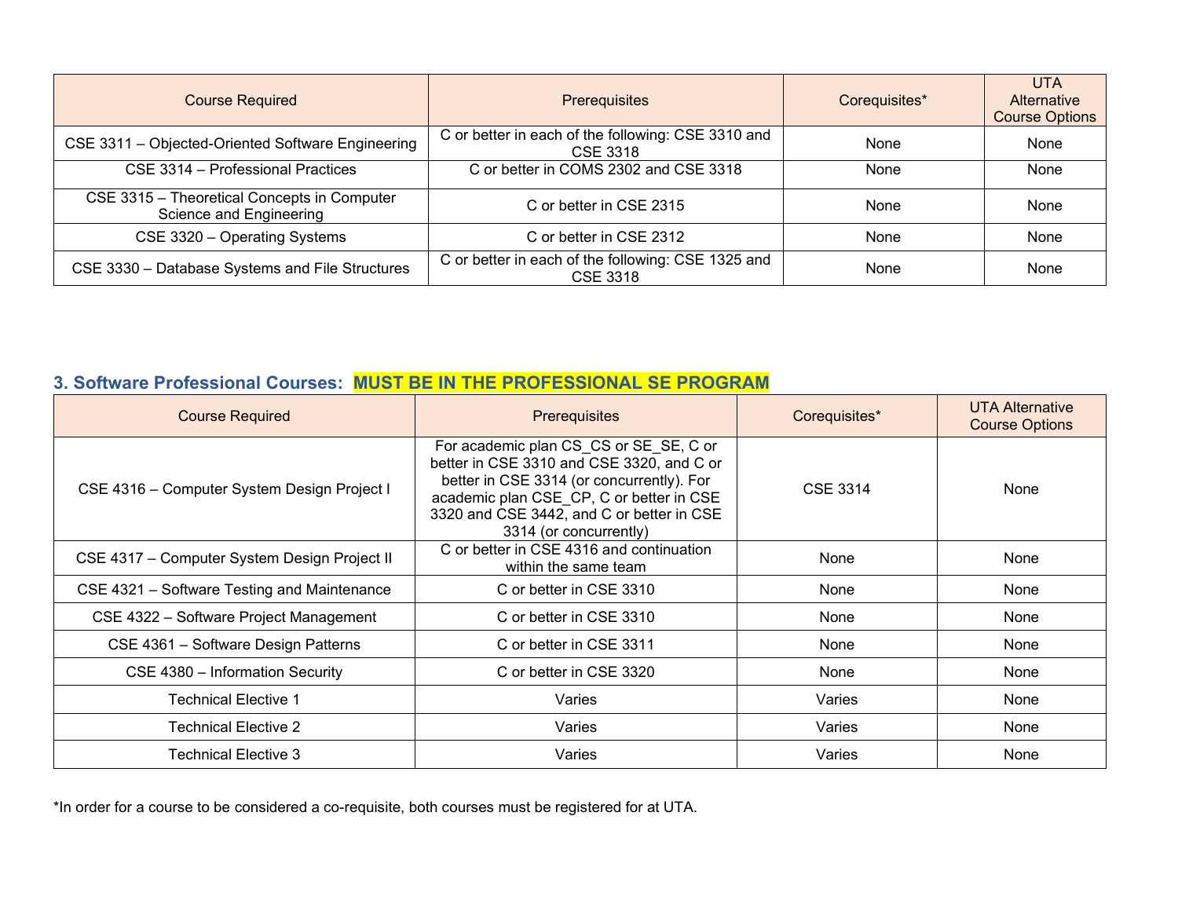| Course Required | Prerequisites | Corequisites* | UTA Alternative Course Options |
|---|---|---|---|
| CSE 3311 – Objected-Oriented Software Engineering | C or better in each of the following: CSE 3310 and CSE 3318 | None | None |
| CSE 3314 – Professional Practices | C or better in COMS 2302 and CSE 3318 | None | None |
| CSE 3315 – Theoretical Concepts in Computer Science and Engineering | C or better in CSE 2315 | None | None |
| CSE 3320 – Operating Systems | C or better in CSE 2312 | None | None |
| CSE 3330 – Database Systems and File Structures | C or better in each of the following: CSE 1325 and CSE 3318 | None | None |

### 3. Software Professional Courses: MUST BE IN THE PROFESSIONAL SE PROGRAM

| Course Required | Prerequisites | Corequisites* | UTA Alternative Course Options |
|---|---|---|---|
| CSE 4316 – Computer System Design Project I | For academic plan CS_CS or SE_SE, C or better in CSE 3310 and CSE 3320, and C or better in CSE 3314 (or concurrently). For academic plan CSE_CP, C or better in CSE 3320 and CSE 3442, and C or better in CSE 3314 (or concurrently) | CSE 3314 | None |
| CSE 4317 – Computer System Design Project II | C or better in CSE 4316 and continuation within the same team | None | None |
| CSE 4321 – Software Testing and Maintenance | C or better in CSE 3310 | None | None |
| CSE 4322 – Software Project Management | C or better in CSE 3310 | None | None |
| CSE 4361 – Software Design Patterns | C or better in CSE 3311 | None | None |
| CSE 4380 – Information Security | C or better in CSE 3320 | None | None |
| Technical Elective 1 | Varies | Varies | None |
| Technical Elective 2 | Varies | Varies | None |
| Technical Elective 3 | Varies | Varies | None |

*In order for a course to be considered a co-requisite, both courses must be registered for at UTA.